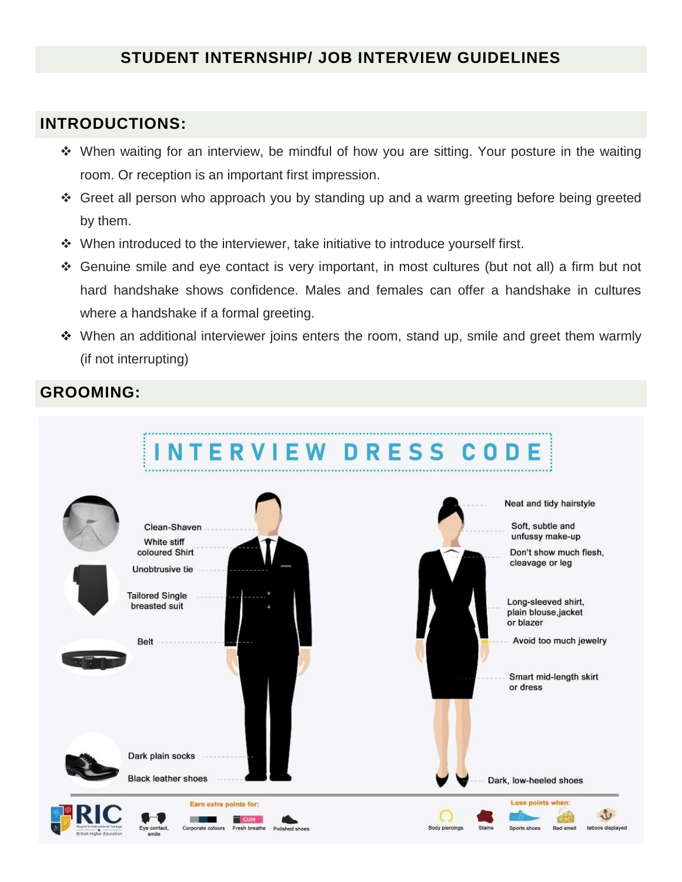# STUDENT INTERNSHIP/ JOB INTERVIEW GUIDELINES

## INTRODUCTIONS:

- When waiting for an interview, be mindful of how you are sitting. Your posture in the waiting room. Or reception is an important first impression.
- Greet all person who approach you by standing up and a warm greeting before being greeted by them.
- When introduced to the interviewer, take initiative to introduce yourself first.
- Genuine smile and eye contact is very important, in most cultures (but not all) a firm but not hard handshake shows confidence. Males and females can offer a handshake in cultures where a handshake if a formal greeting.
- When an additional interviewer joins enters the room, stand up, smile and greet them warmly (if not interrupting)

## GROOMING:

INTERVIEW DRESS CODE

Clean-Shaven

White stiff coloured Shirt

Unobtrusive tie

Tailored Single breasted suit

Belt

Dark plain socks

Black leather shoes

Neat and tidy hairstyle

Soft, subtle and unfussy make-up

Don't show much flesh, cleavage or leg

Long-sleeved shirt, plain blouse,jacket or blazer

Avoid too much jewelry

Smart mid-length skirt or dress

Dark, low-heeled shoes

Earn extra points for: Eye contact, smile; Corporate colours; Fresh breathe; Polished shoes

Lose points when: Body piercings; Stains; Sports shoes; Bad smell; tattoos displayed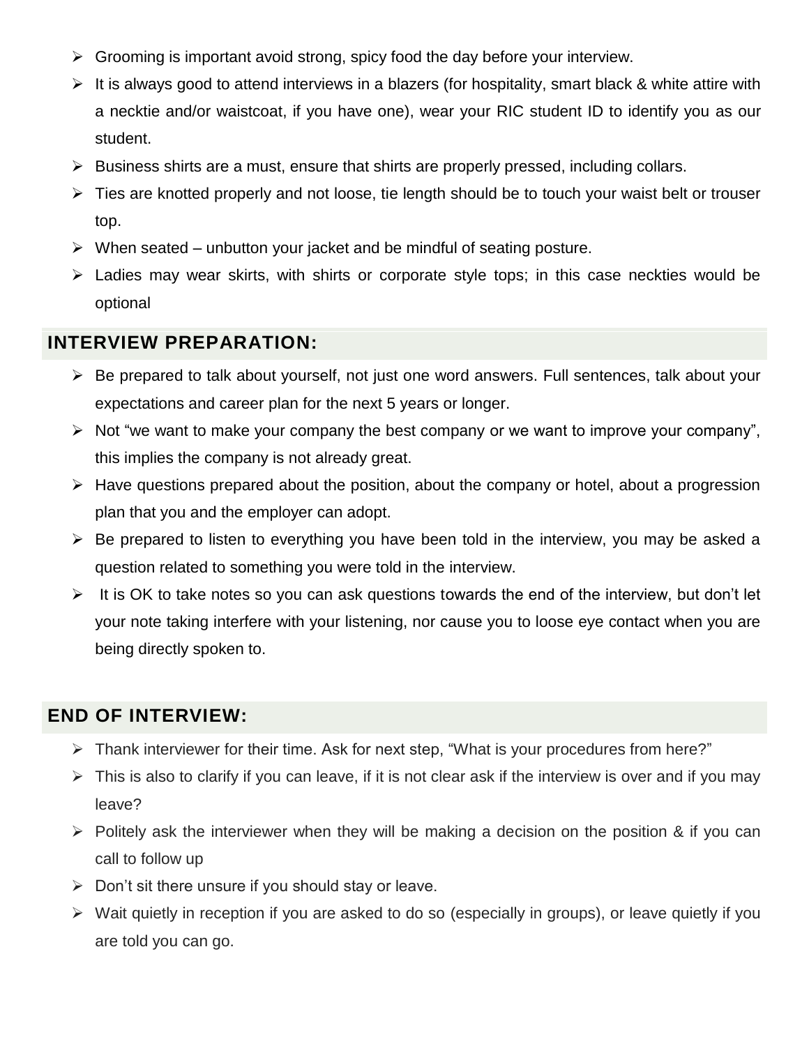- Grooming is important avoid strong, spicy food the day before your interview.
- It is always good to attend interviews in a blazers (for hospitality, smart black & white attire with a necktie and/or waistcoat, if you have one), wear your RIC student ID to identify you as our student.
- Business shirts are a must, ensure that shirts are properly pressed, including collars.
- Ties are knotted properly and not loose, tie length should be to touch your waist belt or trouser top.
- When seated – unbutton your jacket and be mindful of seating posture.
- Ladies may wear skirts, with shirts or corporate style tops; in this case neckties would be optional

## INTERVIEW PREPARATION:

- Be prepared to talk about yourself, not just one word answers. Full sentences, talk about your expectations and career plan for the next 5 years or longer.
- Not "we want to make your company the best company or we want to improve your company", this implies the company is not already great.
- Have questions prepared about the position, about the company or hotel, about a progression plan that you and the employer can adopt.
- Be prepared to listen to everything you have been told in the interview, you may be asked a question related to something you were told in the interview.
- It is OK to take notes so you can ask questions towards the end of the interview, but don't let your note taking interfere with your listening, nor cause you to loose eye contact when you are being directly spoken to.

## END OF INTERVIEW:

- Thank interviewer for their time. Ask for next step, "What is your procedures from here?"
- This is also to clarify if you can leave, if it is not clear ask if the interview is over and if you may leave?
- Politely ask the interviewer when they will be making a decision on the position & if you can call to follow up
- Don't sit there unsure if you should stay or leave.
- Wait quietly in reception if you are asked to do so (especially in groups), or leave quietly if you are told you can go.